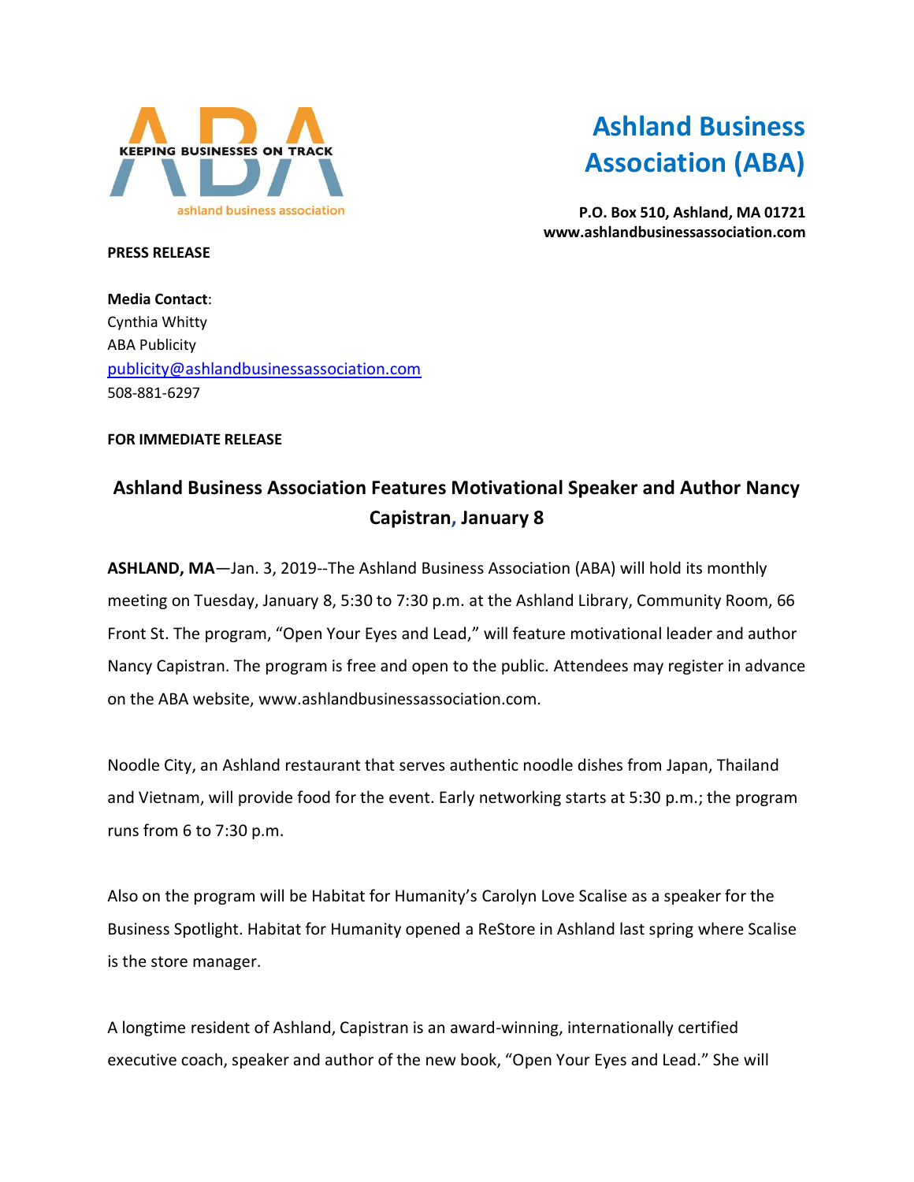KEEPING BUSINESSES ON TRACK

ashland business association

# Ashland Business Association (ABA)

**P.O. Box 510, Ashland, MA 01721**
**www.ashlandbusinessassociation.com**

**PRESS RELEASE**

**Media Contact**:
Cynthia Whitty
ABA Publicity
publicity@ashlandbusinessassociation.com
508-881-6297

**FOR IMMEDIATE RELEASE**

## Ashland Business Association Features Motivational Speaker and Author Nancy Capistran, January 8

**ASHLAND, MA**—Jan. 3, 2019--The Ashland Business Association (ABA) will hold its monthly meeting on Tuesday, January 8, 5:30 to 7:30 p.m. at the Ashland Library, Community Room, 66 Front St. The program, "Open Your Eyes and Lead," will feature motivational leader and author Nancy Capistran. The program is free and open to the public. Attendees may register in advance on the ABA website, www.ashlandbusinessassociation.com.

Noodle City, an Ashland restaurant that serves authentic noodle dishes from Japan, Thailand and Vietnam, will provide food for the event. Early networking starts at 5:30 p.m.; the program runs from 6 to 7:30 p.m.

Also on the program will be Habitat for Humanity's Carolyn Love Scalise as a speaker for the Business Spotlight. Habitat for Humanity opened a ReStore in Ashland last spring where Scalise is the store manager.

A longtime resident of Ashland, Capistran is an award-winning, internationally certified executive coach, speaker and author of the new book, "Open Your Eyes and Lead." She will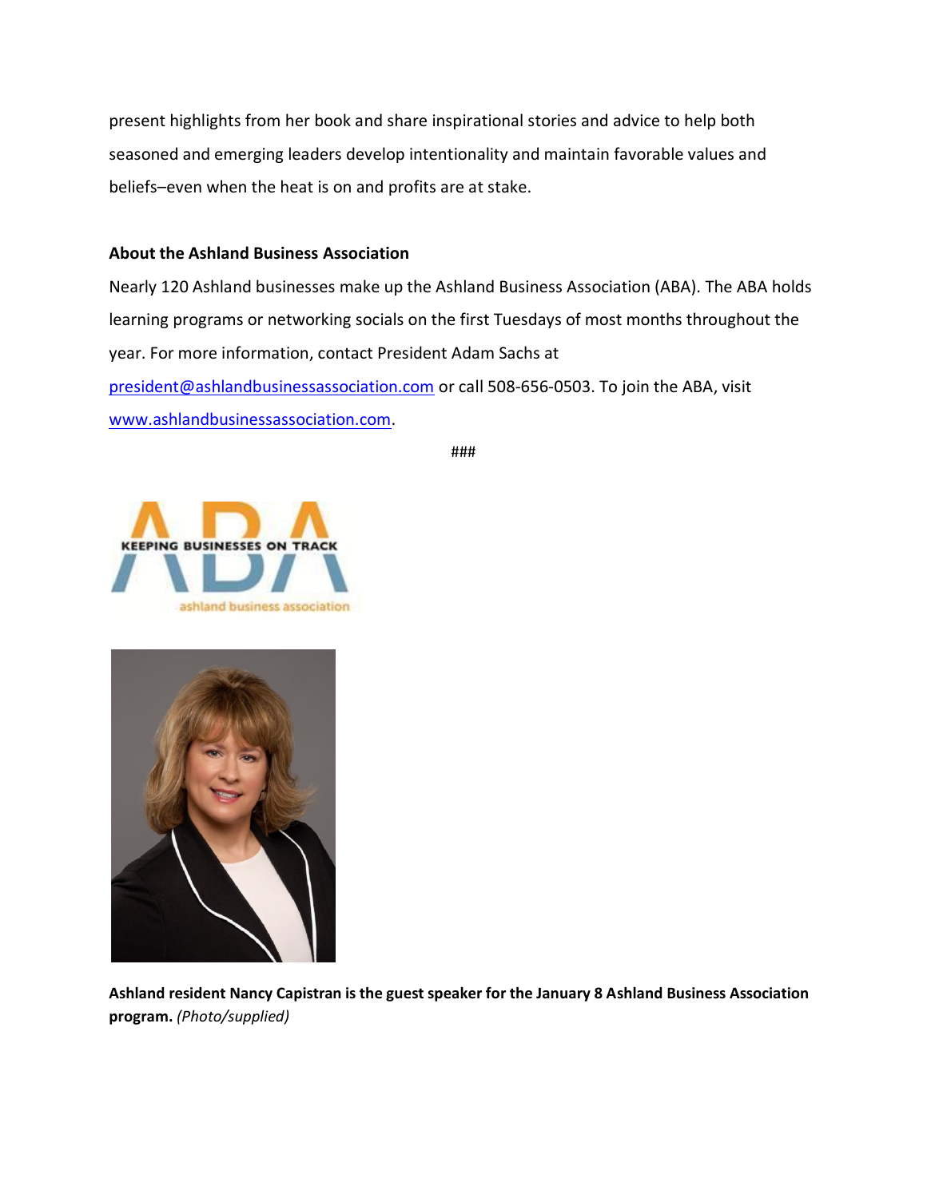present highlights from her book and share inspirational stories and advice to help both seasoned and emerging leaders develop intentionality and maintain favorable values and beliefs–even when the heat is on and profits are at stake.

**About the Ashland Business Association**

Nearly 120 Ashland businesses make up the Ashland Business Association (ABA). The ABA holds learning programs or networking socials on the first Tuesdays of most months throughout the year. For more information, contact President Adam Sachs at president@ashlandbusinessassociation.com or call 508-656-0503. To join the ABA, visit www.ashlandbusinessassociation.com.

###

**Ashland resident Nancy Capistran is the guest speaker for the January 8 Ashland Business Association program.** *(Photo/supplied)*